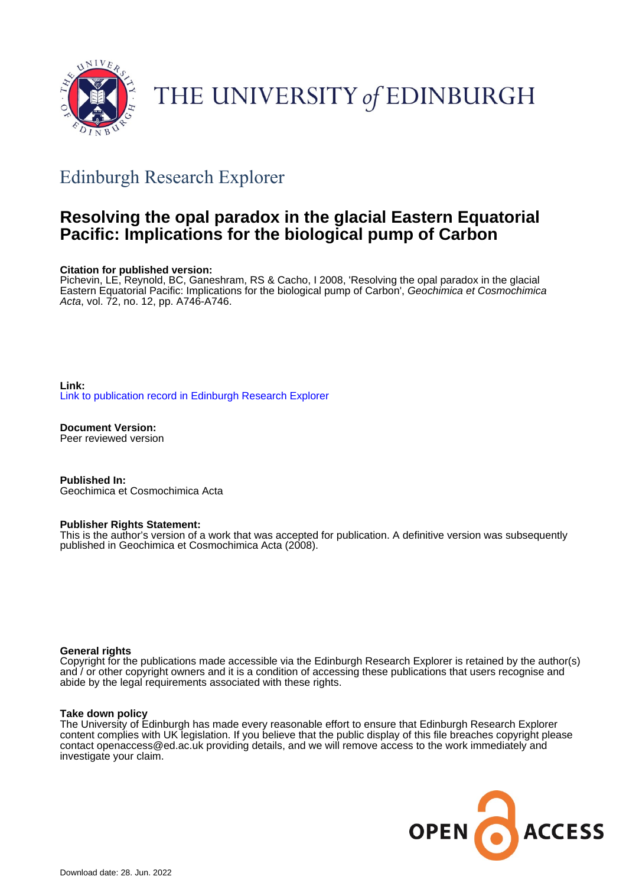THE UNIVERSITY *of* EDINBURGH

## Edinburgh Research Explorer

# Resolving the opal paradox in the glacial Eastern Equatorial Pacific: Implications for the biological pump of Carbon

**Citation for published version:**
Pichevin, LE, Reynold, BC, Ganeshram, RS & Cacho, I 2008, 'Resolving the opal paradox in the glacial Eastern Equatorial Pacific: Implications for the biological pump of Carbon', *Geochimica et Cosmochimica Acta*, vol. 72, no. 12, pp. A746-A746.

**Link:**
Link to publication record in Edinburgh Research Explorer

**Document Version:**
Peer reviewed version

**Published In:**
Geochimica et Cosmochimica Acta

**Publisher Rights Statement:**
This is the author's version of a work that was accepted for publication. A definitive version was subsequently published in Geochimica et Cosmochimica Acta (2008).

**General rights**
Copyright for the publications made accessible via the Edinburgh Research Explorer is retained by the author(s) and / or other copyright owners and it is a condition of accessing these publications that users recognise and abide by the legal requirements associated with these rights.

**Take down policy**
The University of Edinburgh has made every reasonable effort to ensure that Edinburgh Research Explorer content complies with UK legislation. If you believe that the public display of this file breaches copyright please contact openaccess@ed.ac.uk providing details, and we will remove access to the work immediately and investigate your claim.

OPEN ACCESS

Download date: 28. Jun. 2022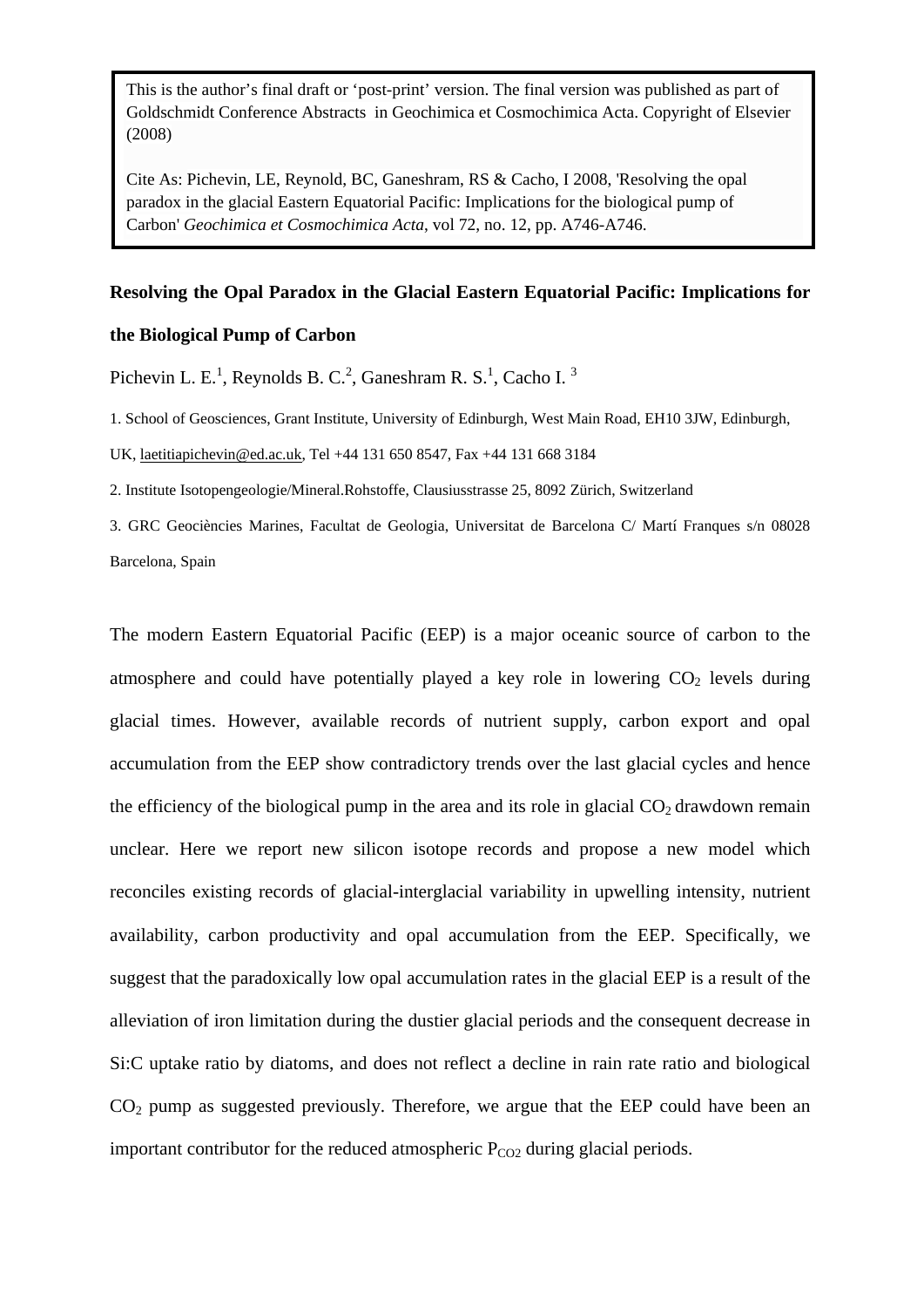This is the author's final draft or 'post-print' version. The final version was published as part of Goldschmidt Conference Abstracts in Geochimica et Cosmochimica Acta. Copyright of Elsevier (2008)

Cite As: Pichevin, LE, Reynold, BC, Ganeshram, RS & Cacho, I 2008, 'Resolving the opal paradox in the glacial Eastern Equatorial Pacific: Implications for the biological pump of Carbon' *Geochimica et Cosmochimica Acta*, vol 72, no. 12, pp. A746-A746.

**Resolving the Opal Paradox in the Glacial Eastern Equatorial Pacific: Implications for the Biological Pump of Carbon**

Pichevin L. E.[1], Reynolds B. C.[2], Ganeshram R. S.[1], Cacho I. [3]

1. School of Geosciences, Grant Institute, University of Edinburgh, West Main Road, EH10 3JW, Edinburgh, UK, laetitiapichevin@ed.ac.uk, Tel +44 131 650 8547, Fax +44 131 668 3184

2. Institute Isotopengeologie/Mineral.Rohstoffe, Clausiusstrasse 25, 8092 Zürich, Switzerland

3. GRC Geociències Marines, Facultat de Geologia, Universitat de Barcelona C/ Martí Franques s/n 08028 Barcelona, Spain

The modern Eastern Equatorial Pacific (EEP) is a major oceanic source of carbon to the atmosphere and could have potentially played a key role in lowering $CO_2$ levels during glacial times. However, available records of nutrient supply, carbon export and opal accumulation from the EEP show contradictory trends over the last glacial cycles and hence the efficiency of the biological pump in the area and its role in glacial $CO_2$ drawdown remain unclear. Here we report new silicon isotope records and propose a new model which reconciles existing records of glacial-interglacial variability in upwelling intensity, nutrient availability, carbon productivity and opal accumulation from the EEP. Specifically, we suggest that the paradoxically low opal accumulation rates in the glacial EEP is a result of the alleviation of iron limitation during the dustier glacial periods and the consequent decrease in Si:C uptake ratio by diatoms, and does not reflect a decline in rain rate ratio and biological $CO_2$ pump as suggested previously. Therefore, we argue that the EEP could have been an important contributor for the reduced atmospheric $P_{CO2}$ during glacial periods.